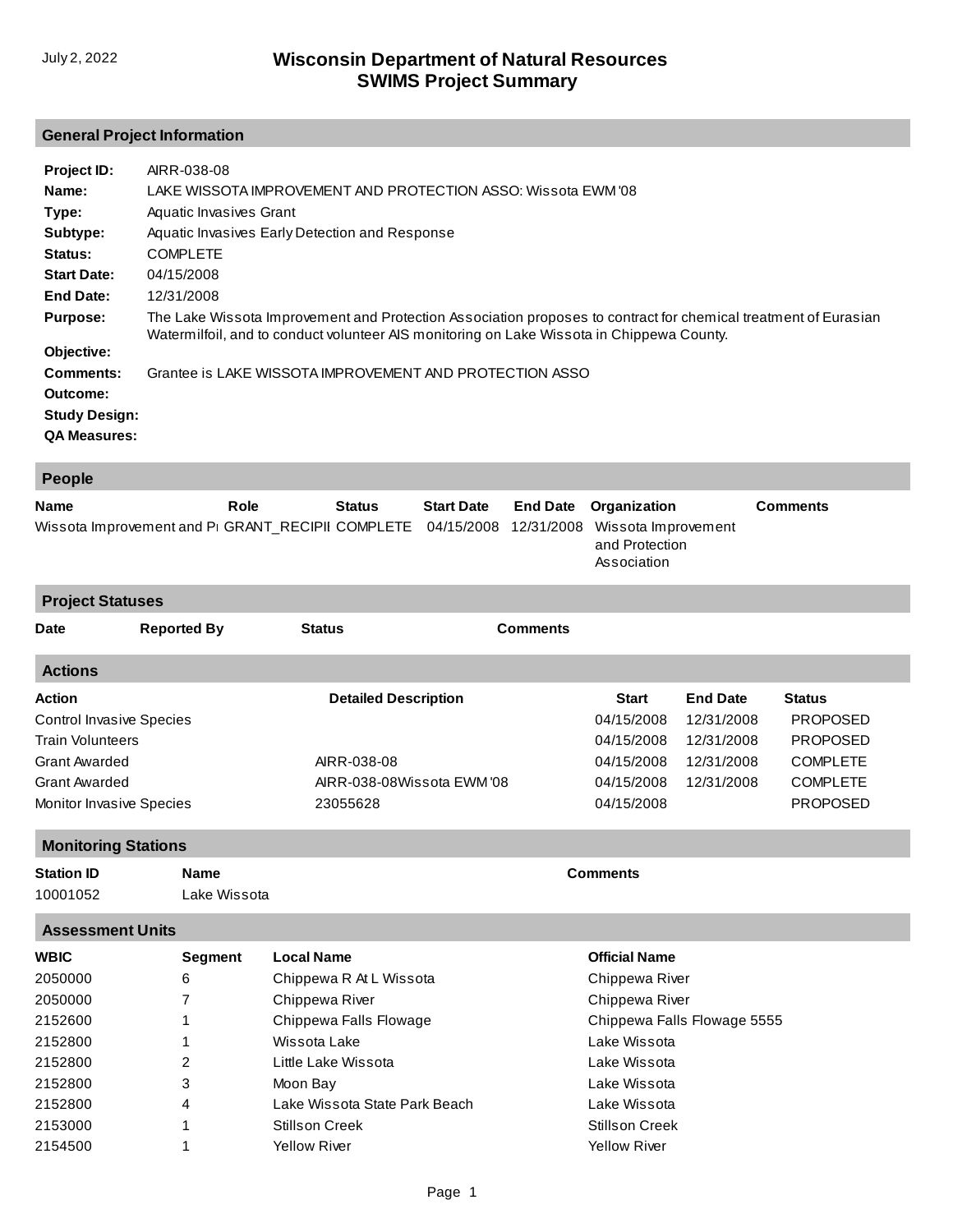# Wisconsin Department of Natural Resources
# SWIMS Project Summary

July 2, 2022

## General Project Information

**Project ID:** AIRR-038-08

**Name:** LAKE WISSOTA IMPROVEMENT AND PROTECTION ASSO: Wissota EWM '08

**Type:** Aquatic Invasives Grant

**Subtype:** Aquatic Invasives Early Detection and Response

**Status:** COMPLETE

**Start Date:** 04/15/2008

**End Date:** 12/31/2008

**Purpose:** The Lake Wissota Improvement and Protection Association proposes to contract for chemical treatment of Eurasian Watermilfoil, and to conduct volunteer AIS monitoring on Lake Wissota in Chippewa County.

**Objective:**

**Comments:** Grantee is LAKE WISSOTA IMPROVEMENT AND PROTECTION ASSO

**Outcome:**

**Study Design:**

**QA Measures:**

## People

| Name | Role | Status | Start Date | End Date | Organization | Comments |
|---|---|---|---|---|---|---|
| Wissota Improvement and Pr | GRANT_RECIPII | COMPLETE | 04/15/2008 | 12/31/2008 | Wissota Improvement and Protection Association | |

## Project Statuses

| Date | Reported By | Status | Comments |
|---|---|---|---|

## Actions

| Action | Detailed Description | Start | End Date | Status |
|---|---|---|---|---|
| Control Invasive Species | | 04/15/2008 | 12/31/2008 | PROPOSED |
| Train Volunteers | | 04/15/2008 | 12/31/2008 | PROPOSED |
| Grant Awarded | AIRR-038-08 | 04/15/2008 | 12/31/2008 | COMPLETE |
| Grant Awarded | AIRR-038-08Wissota EWM '08 | 04/15/2008 | 12/31/2008 | COMPLETE |
| Monitor Invasive Species | 23055628 | 04/15/2008 | | PROPOSED |

## Monitoring Stations

| Station ID | Name | Comments |
|---|---|---|
| 10001052 | Lake Wissota | |

## Assessment Units

| WBIC | Segment | Local Name | Official Name |
|---|---|---|---|
| 2050000 | 6 | Chippewa R At L Wissota | Chippewa River |
| 2050000 | 7 | Chippewa River | Chippewa River |
| 2152600 | 1 | Chippewa Falls Flowage | Chippewa Falls Flowage 5555 |
| 2152800 | 1 | Wissota Lake | Lake Wissota |
| 2152800 | 2 | Little Lake Wissota | Lake Wissota |
| 2152800 | 3 | Moon Bay | Lake Wissota |
| 2152800 | 4 | Lake Wissota State Park Beach | Lake Wissota |
| 2153000 | 1 | Stillson Creek | Stillson Creek |
| 2154500 | 1 | Yellow River | Yellow River |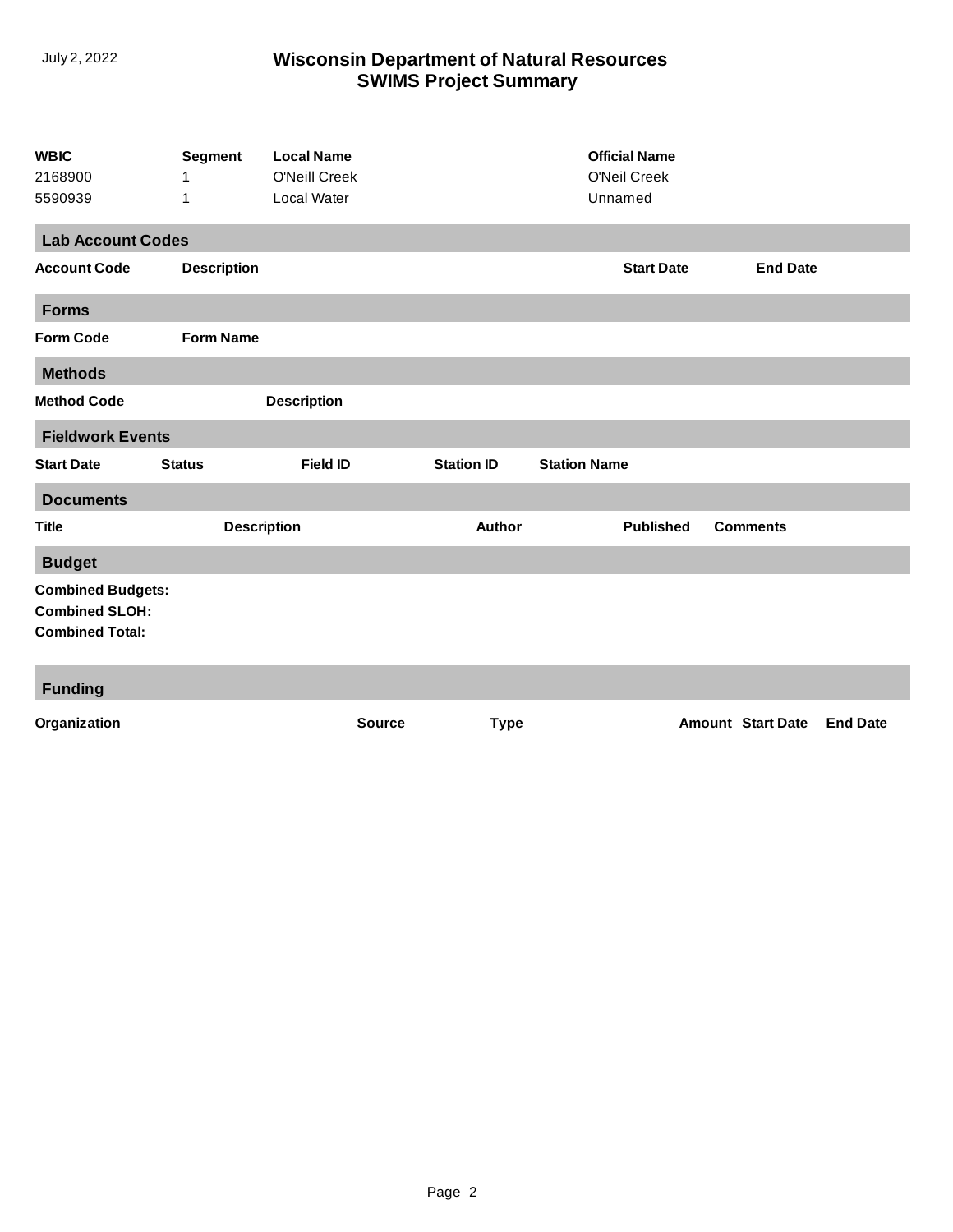| WBIC | Segment | Local Name | Official Name |
|---|---|---|---|
| 2168900 | 1 | O'Neill Creek | O'Neil Creek |
| 5590939 | 1 | Local Water | Unnamed |

## Lab Account Codes

| Account Code | Description | Start Date | End Date |
|---|---|---|---|

## Forms

| Form Code | Form Name |
|---|---|

## Methods

| Method Code | Description |
|---|---|

## Fieldwork Events

| Start Date | Status | Field ID | Station ID | Station Name |
|---|---|---|---|---|

## Documents

| Title | Description | Author | Published | Comments |
|---|---|---|---|---|

## Budget

**Combined Budgets:**

**Combined SLOH:**

**Combined Total:**

## Funding

| Organization | Source | Type | Amount | Start Date | End Date |
|---|---|---|---|---|---|